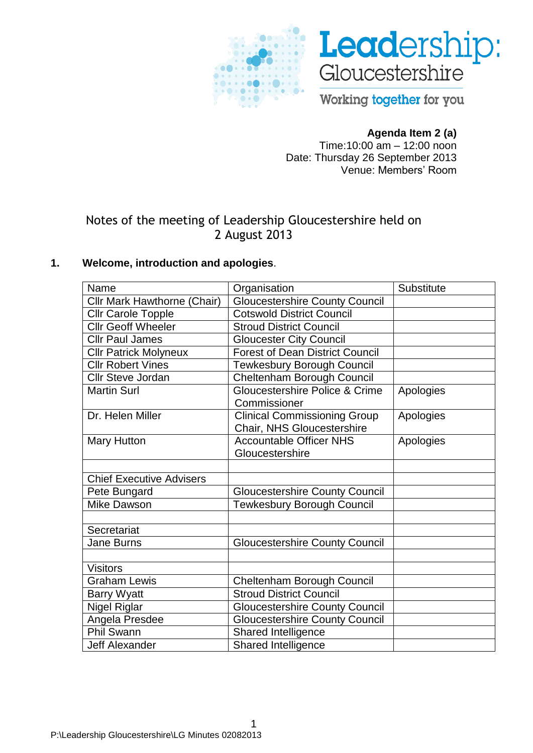Leadership: Gloucestershire

Working together for you

**Agenda Item 2 (a)**
Time:10:00 am – 12:00 noon
Date: Thursday 26 September 2013
Venue: Members' Room

# Notes of the meeting of Leadership Gloucestershire held on 2 August 2013

## 1. Welcome, introduction and apologies.

| Name | Organisation | Substitute |
|---|---|---|
| Cllr Mark Hawthorne (Chair) | Gloucestershire County Council | |
| Cllr Carole Topple | Cotswold District Council | |
| Cllr Geoff Wheeler | Stroud District Council | |
| Cllr Paul James | Gloucester City Council | |
| Cllr Patrick Molyneux | Forest of Dean District Council | |
| Cllr Robert Vines | Tewkesbury Borough Council | |
| Cllr Steve Jordan | Cheltenham Borough Council | |
| Martin Surl | Gloucestershire Police & Crime Commissioner | Apologies |
| Dr. Helen Miller | Clinical Commissioning Group Chair, NHS Gloucestershire | Apologies |
| Mary Hutton | Accountable Officer NHS Gloucestershire | Apologies |
| | | |
| Chief Executive Advisers | | |
| Pete Bungard | Gloucestershire County Council | |
| Mike Dawson | Tewkesbury Borough Council | |
| | | |
| Secretariat | | |
| Jane Burns | Gloucestershire County Council | |
| | | |
| Visitors | | |
| Graham Lewis | Cheltenham Borough Council | |
| Barry Wyatt | Stroud District Council | |
| Nigel Riglar | Gloucestershire County Council | |
| Angela Presdee | Gloucestershire County Council | |
| Phil Swann | Shared Intelligence | |
| Jeff Alexander | Shared Intelligence | |

P:\Leadership Gloucestershire\LG Minutes 02082013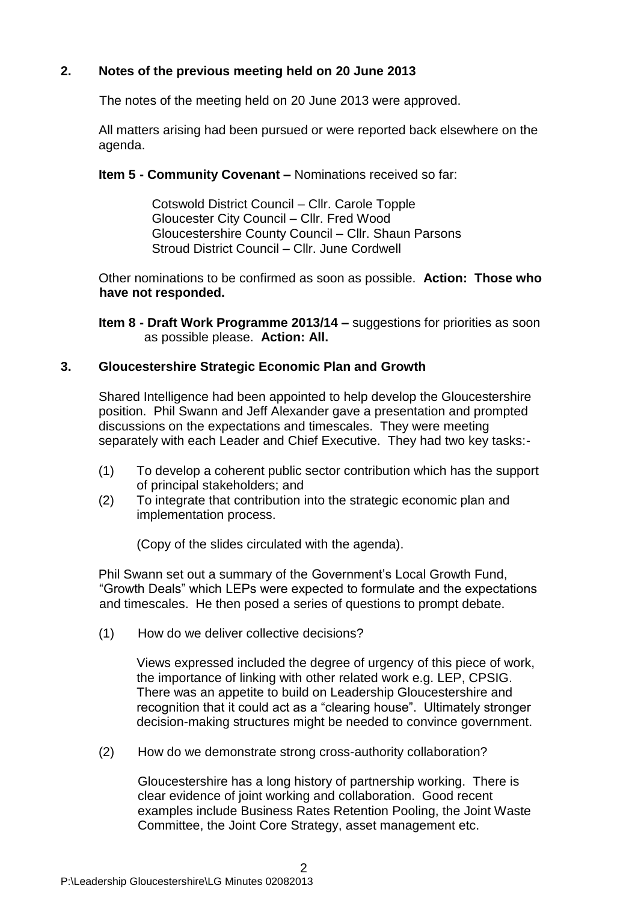## 2. Notes of the previous meeting held on 20 June 2013

The notes of the meeting held on 20 June 2013 were approved.

All matters arising had been pursued or were reported back elsewhere on the agenda.

**Item 5 - Community Covenant –** Nominations received so far:

Cotswold District Council – Cllr. Carole Topple
Gloucester City Council – Cllr. Fred Wood
Gloucestershire County Council – Cllr. Shaun Parsons
Stroud District Council – Cllr. June Cordwell

Other nominations to be confirmed as soon as possible. **Action: Those who have not responded.**

**Item 8 - Draft Work Programme 2013/14 –** suggestions for priorities as soon as possible please. **Action: All.**

## 3. Gloucestershire Strategic Economic Plan and Growth

Shared Intelligence had been appointed to help develop the Gloucestershire position. Phil Swann and Jeff Alexander gave a presentation and prompted discussions on the expectations and timescales. They were meeting separately with each Leader and Chief Executive. They had two key tasks:-

(1) To develop a coherent public sector contribution which has the support of principal stakeholders; and
(2) To integrate that contribution into the strategic economic plan and implementation process.

(Copy of the slides circulated with the agenda).

Phil Swann set out a summary of the Government's Local Growth Fund, "Growth Deals" which LEPs were expected to formulate and the expectations and timescales. He then posed a series of questions to prompt debate.

(1) How do we deliver collective decisions?

Views expressed included the degree of urgency of this piece of work, the importance of linking with other related work e.g. LEP, CPSIG. There was an appetite to build on Leadership Gloucestershire and recognition that it could act as a "clearing house". Ultimately stronger decision-making structures might be needed to convince government.

(2) How do we demonstrate strong cross-authority collaboration?

Gloucestershire has a long history of partnership working. There is clear evidence of joint working and collaboration. Good recent examples include Business Rates Retention Pooling, the Joint Waste Committee, the Joint Core Strategy, asset management etc.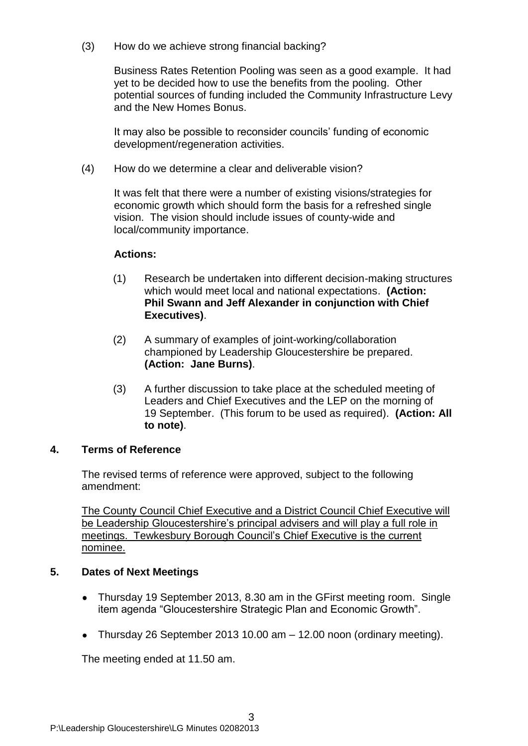(3) How do we achieve strong financial backing?

Business Rates Retention Pooling was seen as a good example. It had yet to be decided how to use the benefits from the pooling. Other potential sources of funding included the Community Infrastructure Levy and the New Homes Bonus.

It may also be possible to reconsider councils' funding of economic development/regeneration activities.

(4) How do we determine a clear and deliverable vision?

It was felt that there were a number of existing visions/strategies for economic growth which should form the basis for a refreshed single vision. The vision should include issues of county-wide and local/community importance.

**Actions:**

(1) Research be undertaken into different decision-making structures which would meet local and national expectations. **(Action: Phil Swann and Jeff Alexander in conjunction with Chief Executives)**.

(2) A summary of examples of joint-working/collaboration championed by Leadership Gloucestershire be prepared. **(Action: Jane Burns)**.

(3) A further discussion to take place at the scheduled meeting of Leaders and Chief Executives and the LEP on the morning of 19 September. (This forum to be used as required). **(Action: All to note)**.

## 4. Terms of Reference

The revised terms of reference were approved, subject to the following amendment:

<u>The County Council Chief Executive and a District Council Chief Executive will be Leadership Gloucestershire's principal advisers and will play a full role in meetings. Tewkesbury Borough Council's Chief Executive is the current nominee.</u>

## 5. Dates of Next Meetings

- Thursday 19 September 2013, 8.30 am in the GFirst meeting room. Single item agenda "Gloucestershire Strategic Plan and Economic Growth".
- Thursday 26 September 2013 10.00 am – 12.00 noon (ordinary meeting).

The meeting ended at 11.50 am.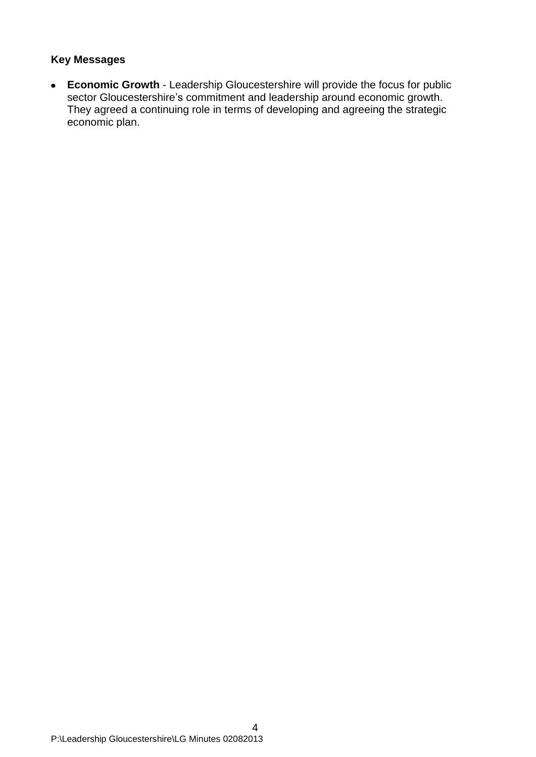**Key Messages**

- **Economic Growth** - Leadership Gloucestershire will provide the focus for public sector Gloucestershire's commitment and leadership around economic growth. They agreed a continuing role in terms of developing and agreeing the strategic economic plan.